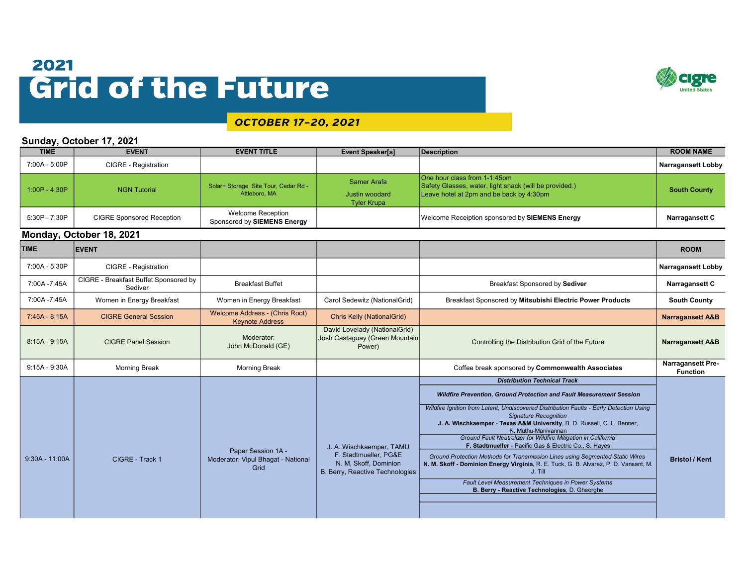# 2021 Grid of the Future

**OCTOBER 17–20, 2021**

cigre United States

## Sunday, October 17, 2021

| TIME | EVENT | EVENT TITLE | Event Speaker[s] | Description | ROOM NAME |
|---|---|---|---|---|---|
| 7:00A - 5:00P | CIGRE - Registration | | | | **Narragansett Lobby** |
| 1:00P - 4:30P | NGN Tutorial | Solar+ Storage Site Tour, Cedar Rd - Attleboro, MA | Samer Arafa<br>Justin woodard<br>Tyler Krupa | One hour class from 1-1:45pm<br>Safety Glasses, water, light snack (will be provided.)<br>Leave hotel at 2pm and be back by 4:30pm | **South County** |
| 5:30P - 7:30P | CIGRE Sponsored Reception | Welcome Reception Sponsored by **SIEMENS Energy** | | Welcome Receiption sponsored by **SIEMENS Energy** | **Narragansett C** |

## Monday, October 18, 2021

| TIME | EVENT | | | | ROOM |
|---|---|---|---|---|---|
| 7:00A - 5:30P | CIGRE - Registration | | | | **Narragansett Lobby** |
| 7:00A -7:45A | CIGRE - Breakfast Buffet Sponsored by Sediver | Breakfast Buffet | | Breakfast Sponsored by **Sediver** | **Narragansett C** |
| 7:00A -7:45A | Women in Energy Breakfast | Women in Energy Breakfast | Carol Sedewitz (NationalGrid) | Breakfast Sponsored by **Mitsubishi Electric Power Products** | **South County** |
| 7:45A - 8:15A | CIGRE General Session | Welcome Address - (Chris Root)<br>Keynote Address | Chris Kelly (NationalGrid) | | **Narragansett A&B** |
| 8:15A - 9:15A | CIGRE Panel Session | Moderator:<br>John McDonald (GE) | David Lovelady (NationalGrid)<br>Josh Castaguay (Green Mountain Power) | Controlling the Distribution Grid of the Future | **Narragansett A&B** |
| 9:15A - 9:30A | Morning Break | Morning Break | | Coffee break sponsored by **Commonwealth Associates** | **Narragansett Pre-Function** |
| 9:30A - 11:00A | CIGRE - Track 1 | Paper Session 1A -<br>Moderator: Vipul Bhagat - National Grid | J. A. Wischkaemper, TAMU<br>F. Stadtmueller, PG&E<br>N. M, Skoff, Dominion<br>B. Berry, Reactive Technologies | ***Distribution Technical Track***<br>***Wildfire Prevention, Ground Protection and Fault Measurement Session***<br>*Wildfire Ignition from Latent, Undiscovered Distribution Faults - Early Detection Using Signature Recognition*<br>**J. A. Wischkaemper - Texas A&M University**, B. D. Russell, C. L. Benner, K. Muthu-Manivannan<br>*Ground Fault Neutralizer for Wildfire Mitigation in California*<br>**F. Stadtmueller** - Pacific Gas & Electric Co., S. Hayes<br>*Ground Protection Methods for Transmission Lines using Segmented Static Wires*<br>**N. M. Skoff - Dominion Energy Virginia**, R. E. Tuck, G. B. Alvarez, P. D. Vansant, M. J. Till<br>*Fault Level Measurement Techniques in Power Systems*<br>**B. Berry - Reactive Technologies**, D. Gheorghe | **Bristol / Kent** |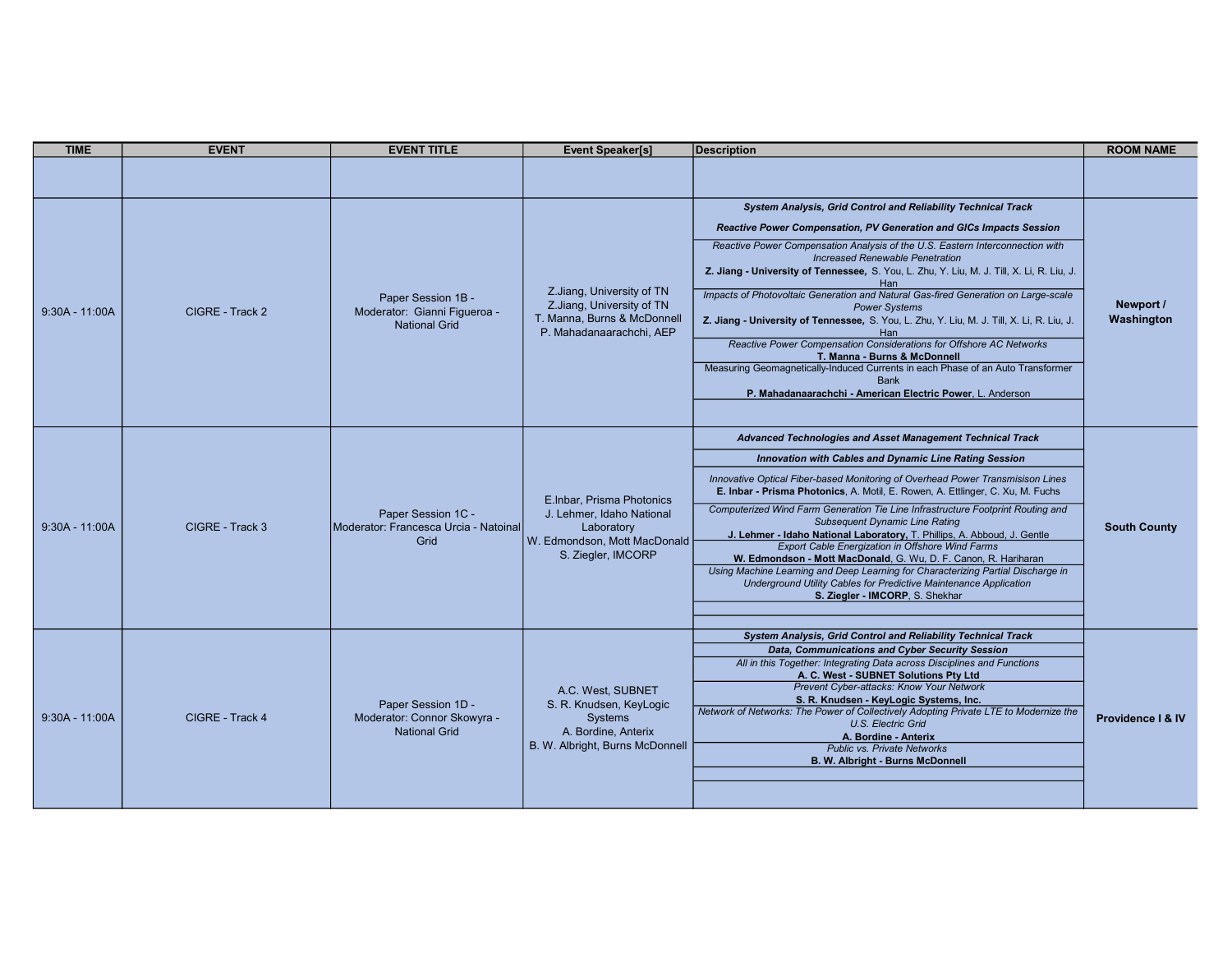| TIME | EVENT | EVENT TITLE | Event Speaker[s] | Description | ROOM NAME |
|---|---|---|---|---|---|
| | | | | | |
| 9:30A - 11:00A | CIGRE - Track 2 | Paper Session 1B - Moderator: Gianni Figueroa - National Grid | Z.Jiang, University of TN<br>Z.Jiang, University of TN<br>T. Manna, Burns & McDonnell<br>P. Mahadanaarachchi, AEP | ***System Analysis, Grid Control and Reliability Technical Track***<br>***Reactive Power Compensation, PV Generation and GICs Impacts Session***<br>*Reactive Power Compensation Analysis of the U.S. Eastern Interconnection with Increased Renewable Penetration*<br>**Z. Jiang - University of Tennessee,** S. You, L. Zhu, Y. Liu, M. J. Till, X. Li, R. Liu, J. Han<br>*Impacts of Photovoltaic Generation and Natural Gas-fired Generation on Large-scale Power Systems*<br>**Z. Jiang - University of Tennessee,** S. You, L. Zhu, Y. Liu, M. J. Till, X. Li, R. Liu, J. Han<br>*Reactive Power Compensation Considerations for Offshore AC Networks*<br>**T. Manna - Burns & McDonnell**<br>Measuring Geomagnetically-Induced Currents in each Phase of an Auto Transformer Bank<br>**P. Mahadanaarachchi - American Electric Power**, L. Anderson | **Newport / Washington** |
| 9:30A - 11:00A | CIGRE - Track 3 | Paper Session 1C - Moderator: Francesca Urcia - Natoinal Grid | E.Inbar, Prisma Photonics<br>J. Lehmer, Idaho National Laboratory<br>W. Edmondson, Mott MacDonald<br>S. Ziegler, IMCORP | ***Advanced Technologies and Asset Management Technical Track***<br>***Innovation with Cables and Dynamic Line Rating Session***<br>*Innovative Optical Fiber-based Monitoring of Overhead Power Transmisison Lines*<br>**E. Inbar - Prisma Photonics**, A. Motil, E. Rowen, A. Ettlinger, C. Xu, M. Fuchs<br>*Computerized Wind Farm Generation Tie Line Infrastructure Footprint Routing and Subsequent Dynamic Line Rating*<br>**J. Lehmer - Idaho National Laboratory,** T. Phillips, A. Abboud, J. Gentle<br>*Export Cable Energization in Offshore Wind Farms*<br>**W. Edmondson - Mott MacDonald**, G. Wu, D. F. Canon, R. Hariharan<br>*Using Machine Learning and Deep Learning for Characterizing Partial Discharge in Underground Utility Cables for Predictive Maintenance Application*<br>**S. Ziegler - IMCORP**, S. Shekhar | **South County** |
| 9:30A - 11:00A | CIGRE - Track 4 | Paper Session 1D - Moderator: Connor Skowyra - National Grid | A.C. West, SUBNET<br>S. R. Knudsen, KeyLogic Systems<br>A. Bordine, Anterix<br>B. W. Albright, Burns McDonnell | ***System Analysis, Grid Control and Reliability Technical Track***<br>***Data, Communications and Cyber Security Session***<br>*All in this Together: Integrating Data across Disciplines and Functions*<br>**A. C. West - SUBNET Solutions Pty Ltd**<br>*Prevent Cyber-attacks: Know Your Network*<br>**S. R. Knudsen - KeyLogic Systems, Inc.**<br>*Network of Networks: The Power of Collectively Adopting Private LTE to Modernize the U.S. Electric Grid*<br>**A. Bordine - Anterix**<br>*Public vs. Private Networks*<br>**B. W. Albright - Burns McDonnell** | **Providence I & IV** |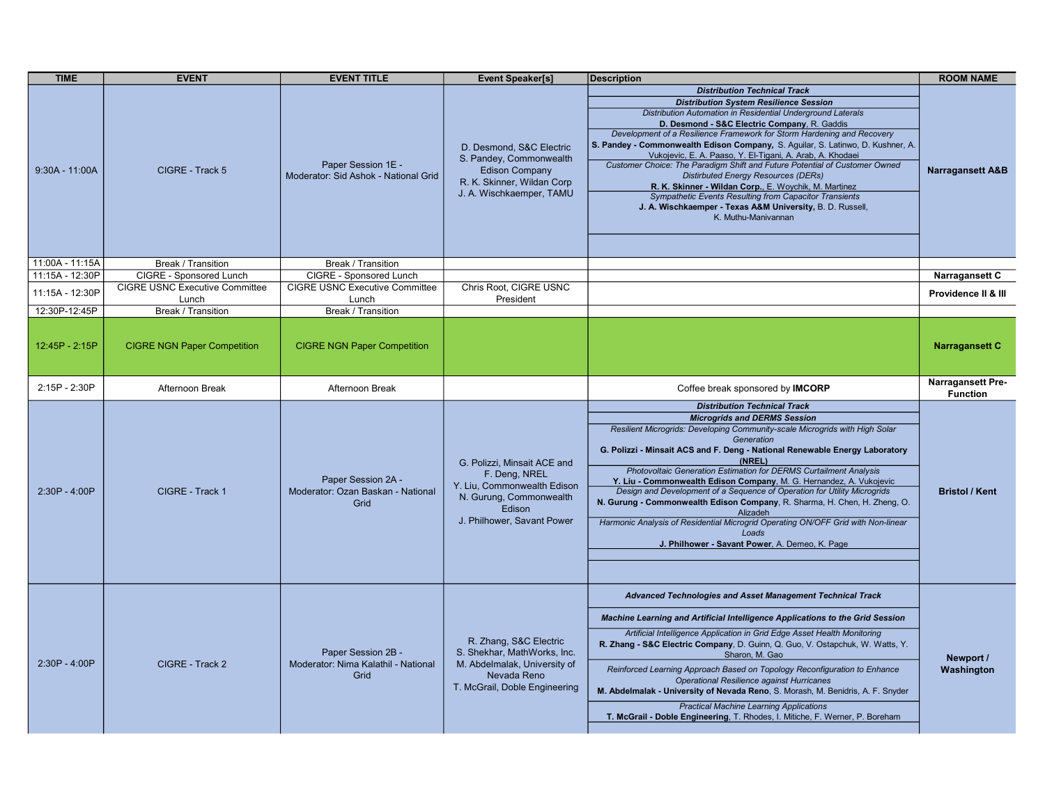| TIME | EVENT | EVENT TITLE | Event Speaker[s] | Description | ROOM NAME |
| --- | --- | --- | --- | --- | --- |
| 9:30A - 11:00A | CIGRE - Track 5 | Paper Session 1E - Moderator: Sid Ashok - National Grid | D. Desmond, S&C Electric<br>S. Pandey, Commonwealth Edison Company<br>R. K. Skinner, Wildan Corp<br>J. A. Wischkaemper, TAMU | ***Distribution Technical Track***<br>***Distribution System Resilience Session***<br>*Distribution Automation in Residential Underground Laterals*<br>**D. Desmond - S&C Electric Company**, R. Gaddis<br>*Development of a Resilience Framework for Storm Hardening and Recovery*<br>**S. Pandey - Commonwealth Edison Company,** S. Aguilar, S. Latinwo, D. Kushner, A. Vukojevic, E. A. Paaso, Y. El-Tigani, A. Arab, A. Khodaei<br>*Customer Choice: The Paradigm Shift and Future Potential of Customer Owned Distributed Energy Resources (DERs)*<br>**R. K. Skinner - Wildan Corp.**, E. Woychik, M. Martinez<br>*Sympathetic Events Resulting from Capacitor Transients*<br>**J. A. Wischkaemper - Texas A&M University,** B. D. Russell, K. Muthu-Manivannan | **Narragansett A&B** |
| 11:00A - 11:15A | Break / Transition | Break / Transition | | | |
| 11:15A - 12:30P | CIGRE - Sponsored Lunch | CIGRE - Sponsored Lunch | | | **Narragansett C** |
| 11:15A - 12:30P | CIGRE USNC Executive Committee Lunch | CIGRE USNC Executive Committee Lunch | Chris Root, CIGRE USNC President | | **Providence II & III** |
| 12:30P-12:45P | Break / Transition | Break / Transition | | | |
| 12:45P - 2:15P | CIGRE NGN Paper Competition | CIGRE NGN Paper Competition | | | **Narragansett C** |
| 2:15P - 2:30P | Afternoon Break | Afternoon Break | | Coffee break sponsored by **IMCORP** | **Narragansett Pre-Function** |
| 2:30P - 4:00P | CIGRE - Track 1 | Paper Session 2A - Moderator: Ozan Baskan - National Grid | G. Polizzi, Minsait ACE and F. Deng, NREL<br>Y. Liu, Commonwealth Edison<br>N. Gurung, Commonwealth Edison<br>J. Philhower, Savant Power | ***Distribution Technical Track***<br>***Microgrids and DERMS Session***<br>*Resilient Microgrids: Developing Community-scale Microgrids with High Solar Generation*<br>**G. Polizzi - Minsait ACS and F. Deng - National Renewable Energy Laboratory (NREL)**<br>*Photovoltaic Generation Estimation for DERMS Curtailment Analysis*<br>**Y. Liu - Commonwealth Edison Company**, M. G. Hernandez, A. Vukojevic<br>*Design and Development of a Sequence of Operation for Utility Microgrids*<br>**N. Gurung - Commonwealth Edison Company**, R. Sharma, H. Chen, H. Zheng, O. Alizadeh<br>*Harmonic Analysis of Residential Microgrid Operating ON/OFF Grid with Non-linear Loads*<br>**J. Philhower - Savant Power**, A. Demeo, K. Page | **Bristol / Kent** |
| 2:30P - 4:00P | CIGRE - Track 2 | Paper Session 2B - Moderator: Nima Kalathil - National Grid | R. Zhang, S&C Electric<br>S. Shekhar, MathWorks, Inc.<br>M. Abdelmalak, University of Nevada Reno<br>T. McGrail, Doble Engineering | ***Advanced Technologies and Asset Management Technical Track***<br>***Machine Learning and Artificial Intelligence Applications to the Grid Session***<br>*Artificial Intelligence Application in Grid Edge Asset Health Monitoring*<br>**R. Zhang - S&C Electric Company**, D. Guinn, Q. Guo, V. Ostapchuk, W. Watts, Y. Sharon, M. Gao<br>*Reinforced Learning Approach Based on Topology Reconfiguration to Enhance Operational Resilience against Hurricanes*<br>**M. Abdelmalak - University of Nevada Reno**, S. Morash, M. Benidris, A. F. Snyder<br>*Practical Machine Learning Applications*<br>**T. McGrail - Doble Engineering**, T. Rhodes, I. Mitiche, F. Werner, P. Boreham | **Newport / Washington** |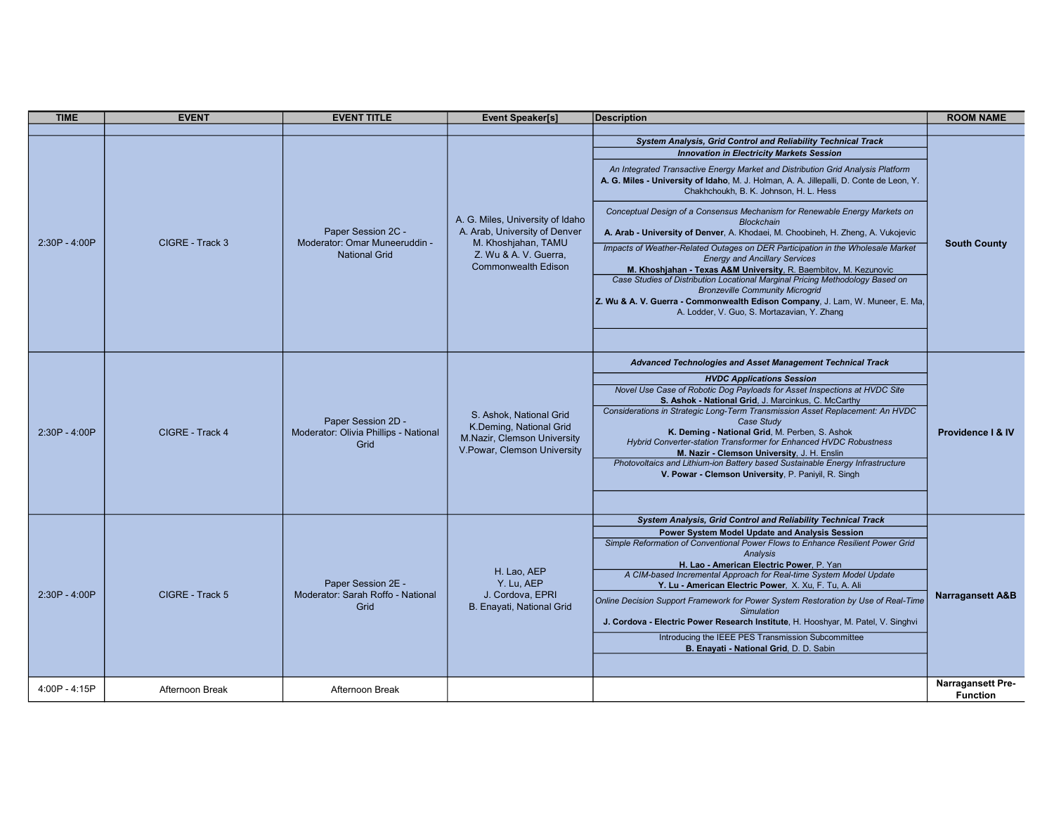| TIME | EVENT | EVENT TITLE | Event Speaker[s] | Description | ROOM NAME |
|---|---|---|---|---|---|
| | | | | | |
| 2:30P - 4:00P | CIGRE - Track 3 | Paper Session 2C - Moderator: Omar Muneeruddin - National Grid | A. G. Miles, University of Idaho<br>A. Arab, University of Denver<br>M. Khoshjahan, TAMU<br>Z. Wu & A. V. Guerra, Commonwealth Edison | ***System Analysis, Grid Control and Reliability Technical Track***<br>***Innovation in Electricity Markets Session***<br>*An Integrated Transactive Energy Market and Distribution Grid Analysis Platform*<br>**A. G. Miles - University of Idaho**, M. J. Holman, A. A. Jillepalli, D. Conte de Leon, Y. Chakhchoukh, B. K. Johnson, H. L. Hess<br>*Conceptual Design of a Consensus Mechanism for Renewable Energy Markets on Blockchain*<br>**A. Arab - University of Denver**, A. Khodaei, M. Choobineh, H. Zheng, A. Vukojevic<br>*Impacts of Weather-Related Outages on DER Participation in the Wholesale Market Energy and Ancillary Services*<br>**M. Khoshjahan - Texas A&M University**, R. Baembitov, M. Kezunovic<br>*Case Studies of Distribution Locational Marginal Pricing Methodology Based on Bronzeville Community Microgrid*<br>**Z. Wu & A. V. Guerra - Commonwealth Edison Company**, J. Lam, W. Muneer, E. Ma, A. Lodder, V. Guo, S. Mortazavian, Y. Zhang | **South County** |
| 2:30P - 4:00P | CIGRE - Track 4 | Paper Session 2D - Moderator: Olivia Phillips - National Grid | S. Ashok, National Grid<br>K.Deming, National Grid<br>M.Nazir, Clemson University<br>V.Powar, Clemson University | ***Advanced Technologies and Asset Management Technical Track***<br>***HVDC Applications Session***<br>*Novel Use Case of Robotic Dog Payloads for Asset Inspections at HVDC Site*<br>**S. Ashok - National Grid**, J. Marcinkus, C. McCarthy<br>*Considerations in Strategic Long-Term Transmission Asset Replacement: An HVDC Case Study*<br>**K. Deming - National Grid**, M. Perben, S. Ashok<br>*Hybrid Converter-station Transformer for Enhanced HVDC Robustness*<br>**M. Nazir - Clemson University**, J. H. Enslin<br>*Photovoltaics and Lithium-ion Battery based Sustainable Energy Infrastructure*<br>**V. Powar - Clemson University**, P. Paniyil, R. Singh | **Providence I & IV** |
| 2:30P - 4:00P | CIGRE - Track 5 | Paper Session 2E - Moderator: Sarah Roffo - National Grid | H. Lao, AEP<br>Y. Lu, AEP<br>J. Cordova, EPRI<br>B. Enayati, National Grid | ***System Analysis, Grid Control and Reliability Technical Track***<br>**Power System Model Update and Analysis Session**<br>*Simple Reformation of Conventional Power Flows to Enhance Resilient Power Grid Analysis*<br>**H. Lao - American Electric Power**, P. Yan<br>*A CIM-based Incremental Approach for Real-time System Model Update*<br>**Y. Lu - American Electric Power**, X. Xu, F. Tu, A. Ali<br>*Online Decision Support Framework for Power System Restoration by Use of Real-Time Simulation*<br>**J. Cordova - Electric Power Research Institute**, H. Hooshyar, M. Patel, V. Singhvi<br>Introducing the IEEE PES Transmission Subcommittee<br>**B. Enayati - National Grid**, D. D. Sabin | **Narragansett A&B** |
| 4:00P - 4:15P | Afternoon Break | Afternoon Break | | | **Narragansett Pre-Function** |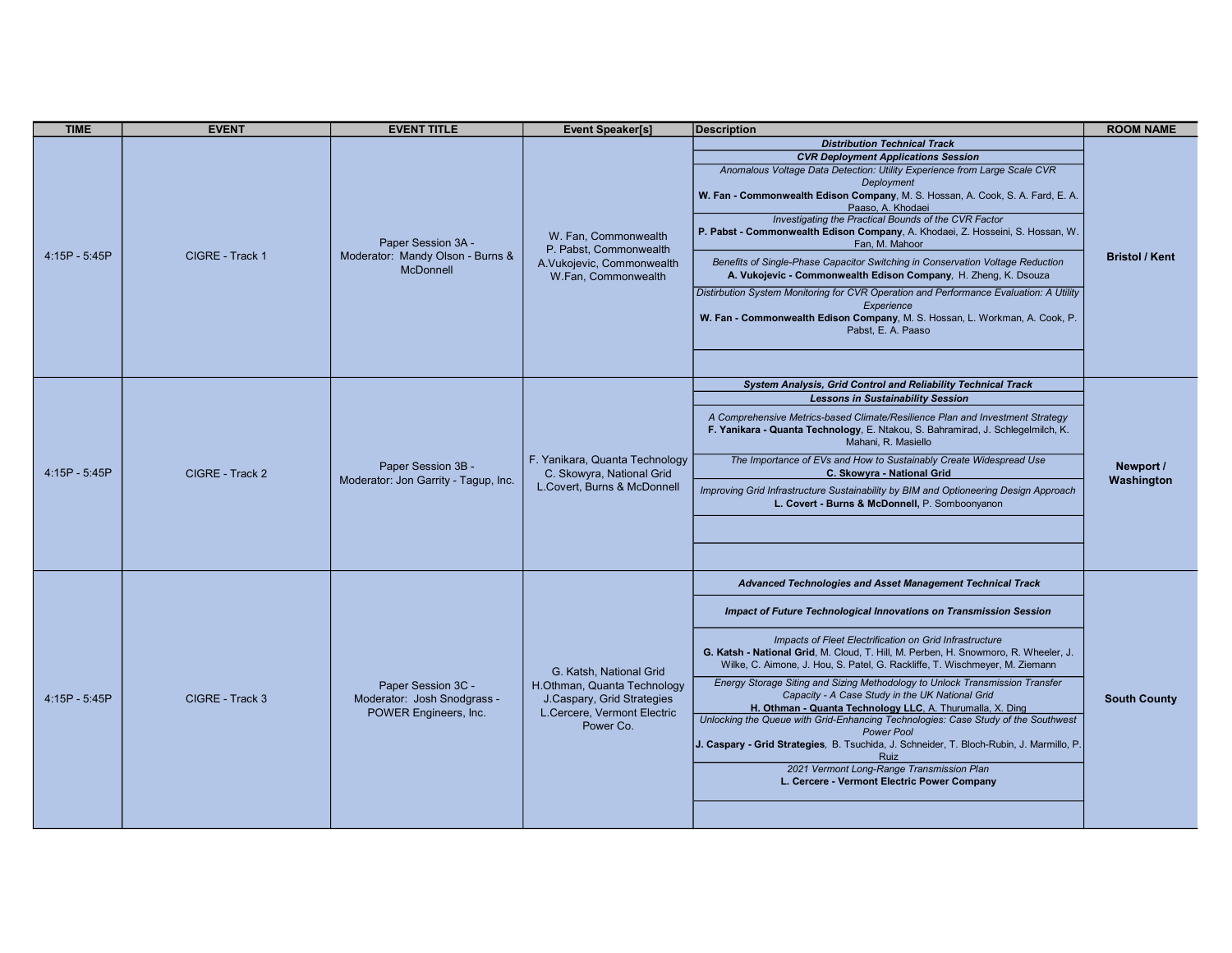| TIME | EVENT | EVENT TITLE | Event Speaker[s] | Description | ROOM NAME |
| --- | --- | --- | --- | --- | --- |
| 4:15P - 5:45P | CIGRE - Track 1 | Paper Session 3A - Moderator: Mandy Olson - Burns & McDonnell | W. Fan, Commonwealth<br>P. Pabst, Commonwealth<br>A.Vukojevic, Commonwealth<br>W.Fan, Commonwealth | ***Distribution Technical Track***<br>***CVR Deployment Applications Session***<br>*Anomalous Voltage Data Detection: Utility Experience from Large Scale CVR Deployment*<br>**W. Fan - Commonwealth Edison Company**, M. S. Hossan, A. Cook, S. A. Fard, E. A. Paaso, A. Khodaei<br>*Investigating the Practical Bounds of the CVR Factor*<br>**P. Pabst - Commonwealth Edison Company**, A. Khodaei, Z. Hosseini, S. Hossan, W. Fan, M. Mahoor<br>*Benefits of Single-Phase Capacitor Switching in Conservation Voltage Reduction*<br>**A. Vukojevic - Commonwealth Edison Company**, H. Zheng, K. Dsouza<br>*Distirbution System Monitoring for CVR Operation and Performance Evaluation: A Utility Experience*<br>**W. Fan - Commonwealth Edison Company**, M. S. Hossan, L. Workman, A. Cook, P. Pabst, E. A. Paaso | **Bristol / Kent** |
| 4:15P - 5:45P | CIGRE - Track 2 | Paper Session 3B - Moderator: Jon Garrity - Tagup, Inc. | F. Yanikara, Quanta Technology<br>C. Skowyra, National Grid<br>L.Covert, Burns & McDonnell | ***System Analysis, Grid Control and Reliability Technical Track***<br>***Lessons in Sustainability Session***<br>*A Comprehensive Metrics-based Climate/Resilience Plan and Investment Strategy*<br>**F. Yanikara - Quanta Technology**, E. Ntakou, S. Bahramirad, J. Schlegelmilch, K. Mahani, R. Masiello<br>*The Importance of EVs and How to Sustainably Create Widespread Use*<br>**C. Skowyra - National Grid**<br>*Improving Grid Infrastructure Sustainability by BIM and Optioneering Design Approach*<br>**L. Covert - Burns & McDonnell,** P. Somboonyanon | **Newport / Washington** |
| 4:15P - 5:45P | CIGRE - Track 3 | Paper Session 3C - Moderator: Josh Snodgrass - POWER Engineers, Inc. | G. Katsh, National Grid<br>H.Othman, Quanta Technology<br>J.Caspary, Grid Strategies<br>L.Cercere, Vermont Electric Power Co. | ***Advanced Technologies and Asset Management Technical Track***<br>***Impact of Future Technological Innovations on Transmission Session***<br>*Impacts of Fleet Electrification on Grid Infrastructure*<br>**G. Katsh - National Grid**, M. Cloud, T. Hill, M. Perben, H. Snowmoro, R. Wheeler, J. Wilke, C. Aimone, J. Hou, S. Patel, G. Rackliffe, T. Wischmeyer, M. Ziemann<br>*Energy Storage Siting and Sizing Methodology to Unlock Transmission Transfer Capacity - A Case Study in the UK National Grid*<br>**H. Othman - Quanta Technology LLC**, A. Thurumalla, X. Ding<br>*Unlocking the Queue with Grid-Enhancing Technologies: Case Study of the Southwest Power Pool*<br>**J. Caspary - Grid Strategies**, B. Tsuchida, J. Schneider, T. Bloch-Rubin, J. Marmillo, P. Ruiz<br>*2021 Vermont Long-Range Transmission Plan*<br>**L. Cercere - Vermont Electric Power Company** | **South County** |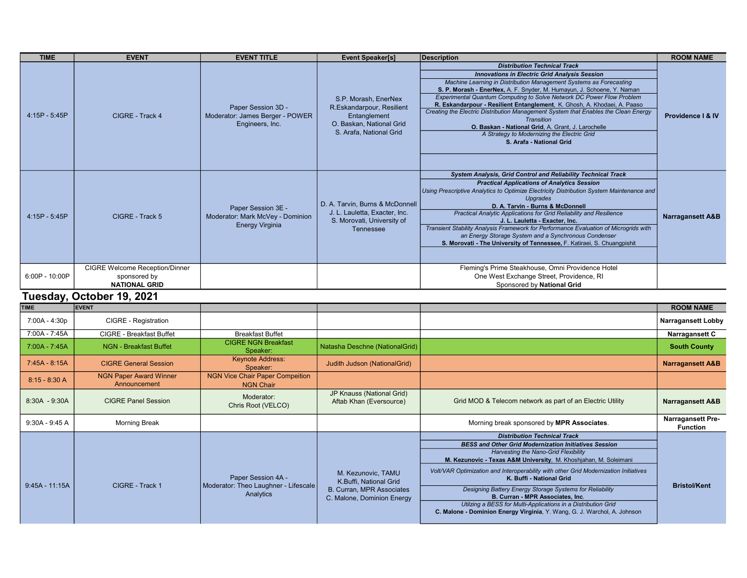| TIME | EVENT | EVENT TITLE | Event Speaker[s] | Description | ROOM NAME |
|---|---|---|---|---|---|
| 4:15P - 5:45P | CIGRE - Track 4 | Paper Session 3D - Moderator: James Berger - POWER Engineers, Inc. | S.P. Morash, EnerNex<br>R.Eskandarpour, Resilient Entanglement<br>O. Baskan, National Grid<br>S. Arafa, National Grid | ***Distribution Technical Track***<br>***Innovations in Electric Grid Analysis Session***<br>*Machine Learning in Distribution Management Systems as Forecasting*<br>**S. P. Morash - EnerNex,** A. F. Snyder, M. Humayun, J. Schoene, Y. Naman<br>*Experimental Quantum Computing to Solve Network DC Power Flow Problem*<br>**R. Eskandarpour - Resilient Entanglement**, K. Ghosh, A. Khodaei, A. Paaso<br>*Creating the Electric Distribution Management System that Enables the Clean Energy Transition*<br>**O. Baskan - National Grid**, A. Grant, J. Larochelle<br>*A Strategy to Modernizing the Electric Grid*<br>**S. Arafa - National Grid** | **Providence I & IV** |
| 4:15P - 5:45P | CIGRE - Track 5 | Paper Session 3E - Moderator: Mark McVey - Dominion Energy Virginia | D. A. Tarvin, Burns & McDonnell<br>J. L. Lauletta, Exacter, Inc.<br>S. Morovati, University of Tennessee | ***System Analysis, Grid Control and Reliability Technical Track***<br>***Practical Applications of Analytics Session***<br>*Using Prescriptive Analytics to Optimize Electricity Distribution System Maintenance and Upgrades*<br>**D. A. Tarvin - Burns & McDonnell**<br>*Practical Analytic Applications for Grid Reliability and Resilience*<br>**J. L. Lauletta - Exacter, Inc.**<br>*Transient Stability Analysis Framework for Performance Evaluation of Microgrids with an Energy Storage System and a Synchronous Condenser*<br>**S. Morovati - The University of Tennessee,** F. Katiraei, S. Chuangpishit | **Narragansett A&B** |
| 6:00P - 10:00P | CIGRE Welcome Reception/Dinner sponsored by **NATIONAL GRID** | | | Fleming's Prime Steakhouse, Omni Providence Hotel<br>One West Exchange Street, Providence, RI<br>Sponsored by **National Grid** | |

## Tuesday, October 19, 2021

| TIME | EVENT | | | | ROOM NAME |
|---|---|---|---|---|---|
| 7:00A - 4:30p | CIGRE - Registration | | | | **Narragansett Lobby** |
| 7:00A - 7:45A | CIGRE - Breakfast Buffet | Breakfast Buffet | | | **Narragansett C** |
| 7:00A - 7:45A | NGN - Breakfast Buffet | CIGRE NGN Breakfast Speaker: | Natasha Deschne (NationalGrid) | | **South County** |
| 7:45A - 8:15A | CIGRE General Session | Keynote Address: Speaker: | Judith Judson (NationalGrid) | | **Narragansett A&B** |
| 8:15 - 8:30 A | NGN Paper Award Winner Announcement | NGN Vice Chair Paper Compeition NGN Chair | | | |
| 8:30A - 9:30A | CIGRE Panel Session | Moderator: Chris Root (VELCO) | JP Knauss (National Grid)<br>Aftab Khan (Eversource) | Grid MOD & Telecom network as part of an Electric Utility | **Narragansett A&B** |
| 9:30A - 9:45 A | Morning Break | | | Morning break sponsored by **MPR Associates**. | **Narragansett Pre-Function** |
| 9:45A - 11:15A | CIGRE - Track 1 | Paper Session 4A - Moderator: Theo Laughner - Lifescale Analytics | M. Kezunovic, TAMU<br>K.Buffi, National Grid<br>B. Curran, MPR Associates<br>C. Malone, Dominion Energy | ***Distribution Technical Track***<br>***BESS and Other Grid Modernization Initiatives Session***<br>*Harvesting the Nano-Grid Flexibility*<br>**M. Kezunovic - Texas A&M University**, M. Khoshjahan, M. Soleimani<br>*Volt/VAR Optimization and Interoperability with other Grid Modernization Initiatives*<br>**K. Buffi - National Grid**<br>*Designing Battery Energy Storage Systems for Reliability*<br>**B. Curran - MPR Associates, Inc**.<br>*Utilzing a BESS for Multi-Applications in a Distribution Grid*<br>**C. Malone - Dominion Energy Virginia**, Y. Wang, G. J. Warchol, A. Johnson | **Bristol/Kent** |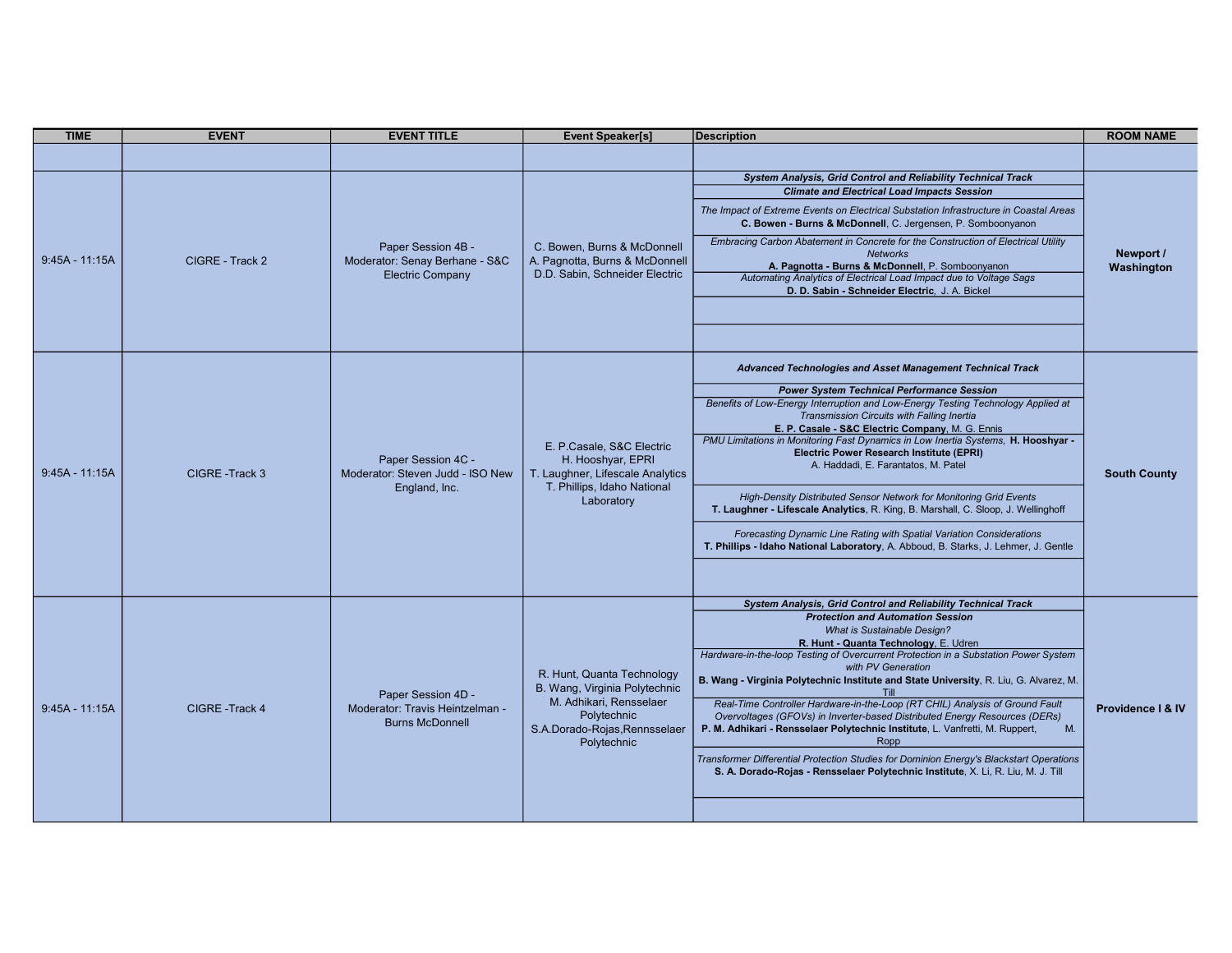| TIME | EVENT | EVENT TITLE | Event Speaker[s] | Description | ROOM NAME |
|---|---|---|---|---|---|
| | | | | | |
| 9:45A - 11:15A | CIGRE - Track 2 | Paper Session 4B - Moderator: Senay Berhane - S&C Electric Company | C. Bowen, Burns & McDonnell<br>A. Pagnotta, Burns & McDonnell<br>D.D. Sabin, Schneider Electric | ***System Analysis, Grid Control and Reliability Technical Track***<br>***Climate and Electrical Load Impacts Session***<br>*The Impact of Extreme Events on Electrical Substation Infrastructure in Coastal Areas*<br>**C. Bowen - Burns & McDonnell**, C. Jergensen, P. Somboonyanon<br>*Embracing Carbon Abatement in Concrete for the Construction of Electrical Utility Networks*<br>**A. Pagnotta - Burns & McDonnell**, P. Somboonyanon<br>*Automating Analytics of Electrical Load Impact due to Voltage Sags*<br>**D. D. Sabin - Schneider Electric**, J. A. Bickel | **Newport / Washington** |
| 9:45A - 11:15A | CIGRE -Track 3 | Paper Session 4C - Moderator: Steven Judd - ISO New England, Inc. | E. P.Casale, S&C Electric<br>H. Hooshyar, EPRI<br>T. Laughner, Lifescale Analytics<br>T. Phillips, Idaho National Laboratory | ***Advanced Technologies and Asset Management Technical Track***<br>***Power System Technical Performance Session***<br>*Benefits of Low-Energy Interruption and Low-Energy Testing Technology Applied at Transmission Circuits with Falling Inertia*<br>**E. P. Casale - S&C Electric Company**, M. G. Ennis<br>*PMU Limitations in Monitoring Fast Dynamics in Low Inertia Systems,* **H. Hooshyar - Electric Power Research Institute (EPRI)**<br>A. Haddadi, E. Farantatos, M. Patel<br>*High-Density Distributed Sensor Network for Monitoring Grid Events*<br>**T. Laughner - Lifescale Analytics**, R. King, B. Marshall, C. Sloop, J. Wellinghoff<br>*Forecasting Dynamic Line Rating with Spatial Variation Considerations*<br>**T. Phillips - Idaho National Laboratory**, A. Abboud, B. Starks, J. Lehmer, J. Gentle | **South County** |
| 9:45A - 11:15A | CIGRE -Track 4 | Paper Session 4D - Moderator: Travis Heintzelman - Burns McDonnell | R. Hunt, Quanta Technology<br>B. Wang, Virginia Polytechnic<br>M. Adhikari, Rensselaer Polytechnic<br>S.A.Dorado-Rojas,Rennsselaer Polytechnic | ***System Analysis, Grid Control and Reliability Technical Track***<br>***Protection and Automation Session***<br>*What is Sustainable Design?*<br>**R. Hunt - Quanta Technology**, E. Udren<br>*Hardware-in-the-loop Testing of Overcurrent Protection in a Substation Power System with PV Generation*<br>**B. Wang - Virginia Polytechnic Institute and State University**, R. Liu, G. Alvarez, M. Till<br>*Real-Time Controller Hardware-in-the-Loop (RT CHIL) Analysis of Ground Fault Overvoltages (GFOVs) in Inverter-based Distributed Energy Resources (DERs)*<br>**P. M. Adhikari - Rensselaer Polytechnic Institute**, L. Vanfretti, M. Ruppert, M. Ropp<br>*Transformer Differential Protection Studies for Dominion Energy's Blackstart Operations*<br>**S. A. Dorado-Rojas - Rensselaer Polytechnic Institute**, X. Li, R. Liu, M. J. Till | **Providence I & IV** |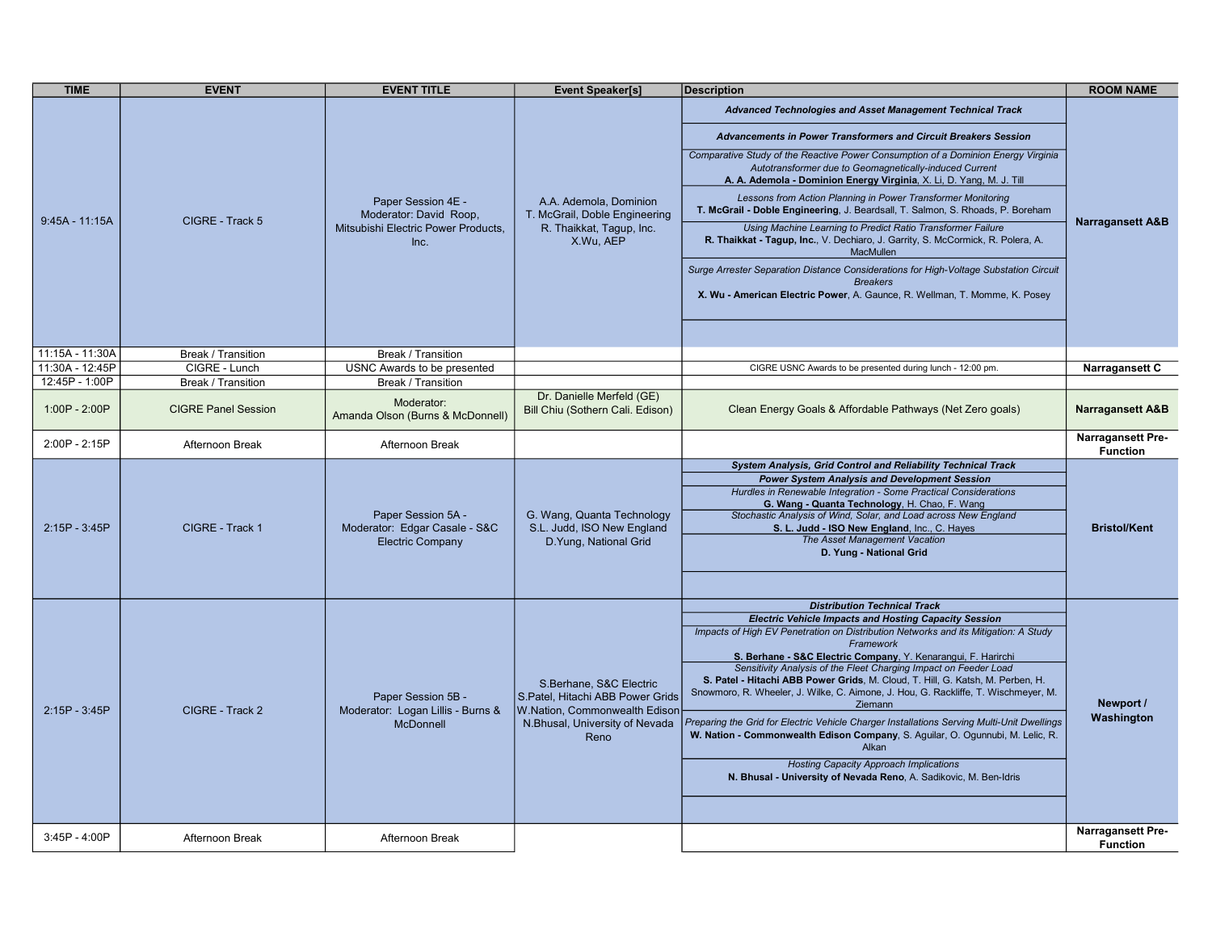| TIME | EVENT | EVENT TITLE | Event Speaker[s] | Description | ROOM NAME |
|---|---|---|---|---|---|
| 9:45A - 11:15A | CIGRE - Track 5 | Paper Session 4E - Moderator: David Roop, Mitsubishi Electric Power Products, Inc. | A.A. Ademola, Dominion<br>T. McGrail, Doble Engineering<br>R. Thaikkat, Tagup, Inc.<br>X.Wu, AEP | ***Advanced Technologies and Asset Management Technical Track***<br>***Advancements in Power Transformers and Circuit Breakers Session***<br>*Comparative Study of the Reactive Power Consumption of a Dominion Energy Virginia Autotransformer due to Geomagnetically-induced Current*<br>**A. A. Ademola - Dominion Energy Virginia**, X. Li, D. Yang, M. J. Till<br>*Lessons from Action Planning in Power Transformer Monitoring*<br>**T. McGrail - Doble Engineering**, J. Beardsall, T. Salmon, S. Rhoads, P. Boreham<br>*Using Machine Learning to Predict Ratio Transformer Failure*<br>**R. Thaikkat - Tagup, Inc.**, V. Dechiaro, J. Garrity, S. McCormick, R. Polera, A. MacMullen<br>*Surge Arrester Separation Distance Considerations for High-Voltage Substation Circuit Breakers*<br>**X. Wu - American Electric Power**, A. Gaunce, R. Wellman, T. Momme, K. Posey | **Narragansett A&B** |
| 11:15A - 11:30A | Break / Transition | Break / Transition | | | |
| 11:30A - 12:45P | CIGRE - Lunch | USNC Awards to be presented | | CIGRE USNC Awards to be presented during lunch - 12:00 pm. | **Narragansett C** |
| 12:45P - 1:00P | Break / Transition | Break / Transition | | | |
| 1:00P - 2:00P | CIGRE Panel Session | Moderator: Amanda Olson (Burns & McDonnell) | Dr. Danielle Merfeld (GE)<br>Bill Chiu (Sothern Cali. Edison) | Clean Energy Goals & Affordable Pathways (Net Zero goals) | **Narragansett A&B** |
| 2:00P - 2:15P | Afternoon Break | Afternoon Break | | | **Narragansett Pre-Function** |
| 2:15P - 3:45P | CIGRE - Track 1 | Paper Session 5A - Moderator: Edgar Casale - S&C Electric Company | G. Wang, Quanta Technology<br>S.L. Judd, ISO New England<br>D.Yung, National Grid | ***System Analysis, Grid Control and Reliability Technical Track***<br>***Power System Analysis and Development Session***<br>*Hurdles in Renewable Integration - Some Practical Considerations*<br>**G. Wang - Quanta Technology**, H. Chao, F. Wang<br>*Stochastic Analysis of Wind, Solar, and Load across New England*<br>**S. L. Judd - ISO New England**, Inc., C. Hayes<br>*The Asset Management Vacation*<br>**D. Yung - National Grid** | **Bristol/Kent** |
| 2:15P - 3:45P | CIGRE - Track 2 | Paper Session 5B - Moderator: Logan Lillis - Burns & McDonnell | S.Berhane, S&C Electric<br>S.Patel, Hitachi ABB Power Grids<br>W.Nation, Commonwealth Edison<br>N.Bhusal, University of Nevada Reno | ***Distribution Technical Track***<br>***Electric Vehicle Impacts and Hosting Capacity Session***<br>*Impacts of High EV Penetration on Distribution Networks and its Mitigation: A Study Framework*<br>**S. Berhane - S&C Electric Company**, Y. Kenarangui, F. Harirchi<br>*Sensitivity Analysis of the Fleet Charging Impact on Feeder Load*<br>**S. Patel - Hitachi ABB Power Grids**, M. Cloud, T. Hill, G. Katsh, M. Perben, H. Snowmoro, R. Wheeler, J. Wilke, C. Aimone, J. Hou, G. Rackliffe, T. Wischmeyer, M. Ziemann<br>*Preparing the Grid for Electric Vehicle Charger Installations Serving Multi-Unit Dwellings*<br>**W. Nation - Commonwealth Edison Company**, S. Aguilar, O. Ogunnubi, M. Lelic, R. Alkan<br>*Hosting Capacity Approach Implications*<br>**N. Bhusal - University of Nevada Reno**, A. Sadikovic, M. Ben-Idris | **Newport / Washington** |
| 3:45P - 4:00P | Afternoon Break | Afternoon Break | | | **Narragansett Pre-Function** |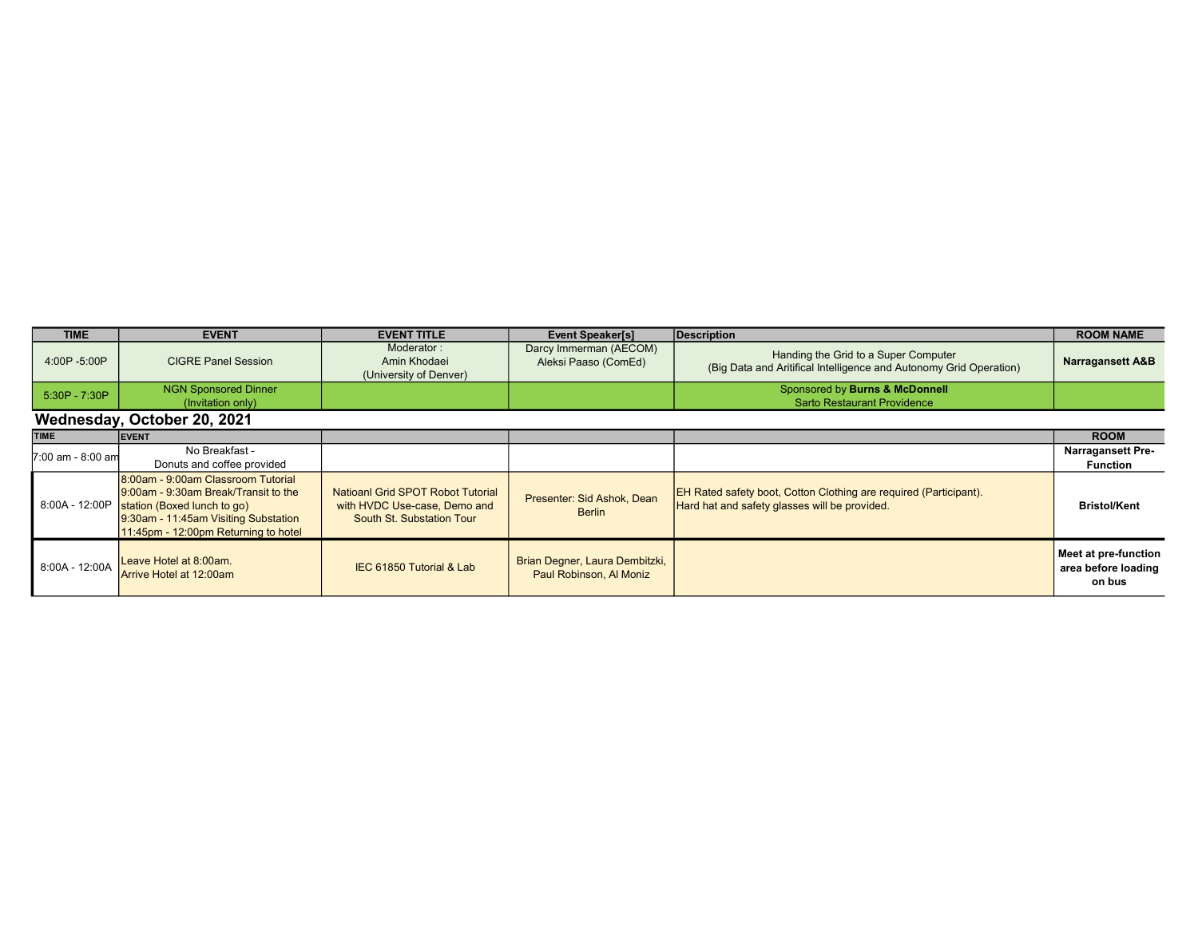| TIME | EVENT | EVENT TITLE | Event Speaker[s] | Description | ROOM NAME |
|---|---|---|---|---|---|
| 4:00P -5:00P | CIGRE Panel Session | Moderator :<br>Amin Khodaei<br>(University of Denver) | Darcy Immerman (AECOM)<br>Aleksi Paaso (ComEd) | Handing the Grid to a Super Computer<br>(Big Data and Aritifical Intelligence and Autonomy Grid Operation) | **Narragansett A&B** |
| 5:30P - 7:30P | NGN Sponsored Dinner<br>(Invitation only) | | | Sponsored by **Burns & McDonnell**<br>Sarto Restaurant Providence | |

## Wednesday, October 20, 2021

| TIME | EVENT | | | | ROOM |
|---|---|---|---|---|---|
| 7:00 am - 8:00 am | No Breakfast -<br>Donuts and coffee provided | | | | **Narragansett Pre-Function** |
| 8:00A - 12:00P | 8:00am - 9:00am Classroom Tutorial<br>9:00am - 9:30am Break/Transit to the station (Boxed lunch to go)<br>9:30am - 11:45am Visiting Substation<br>11:45pm - 12:00pm Returning to hotel | Natioanl Grid SPOT Robot Tutorial with HVDC Use-case, Demo and South St. Substation Tour | Presenter: Sid Ashok, Dean Berlin | EH Rated safety boot, Cotton Clothing are required (Participant).<br>Hard hat and safety glasses will be provided. | **Bristol/Kent** |
| 8:00A - 12:00A | Leave Hotel at 8:00am.<br>Arrive Hotel at 12:00am | IEC 61850 Tutorial & Lab | Brian Degner, Laura Dembitzki, Paul Robinson, Al Moniz | | **Meet at pre-function area before loading on bus** |